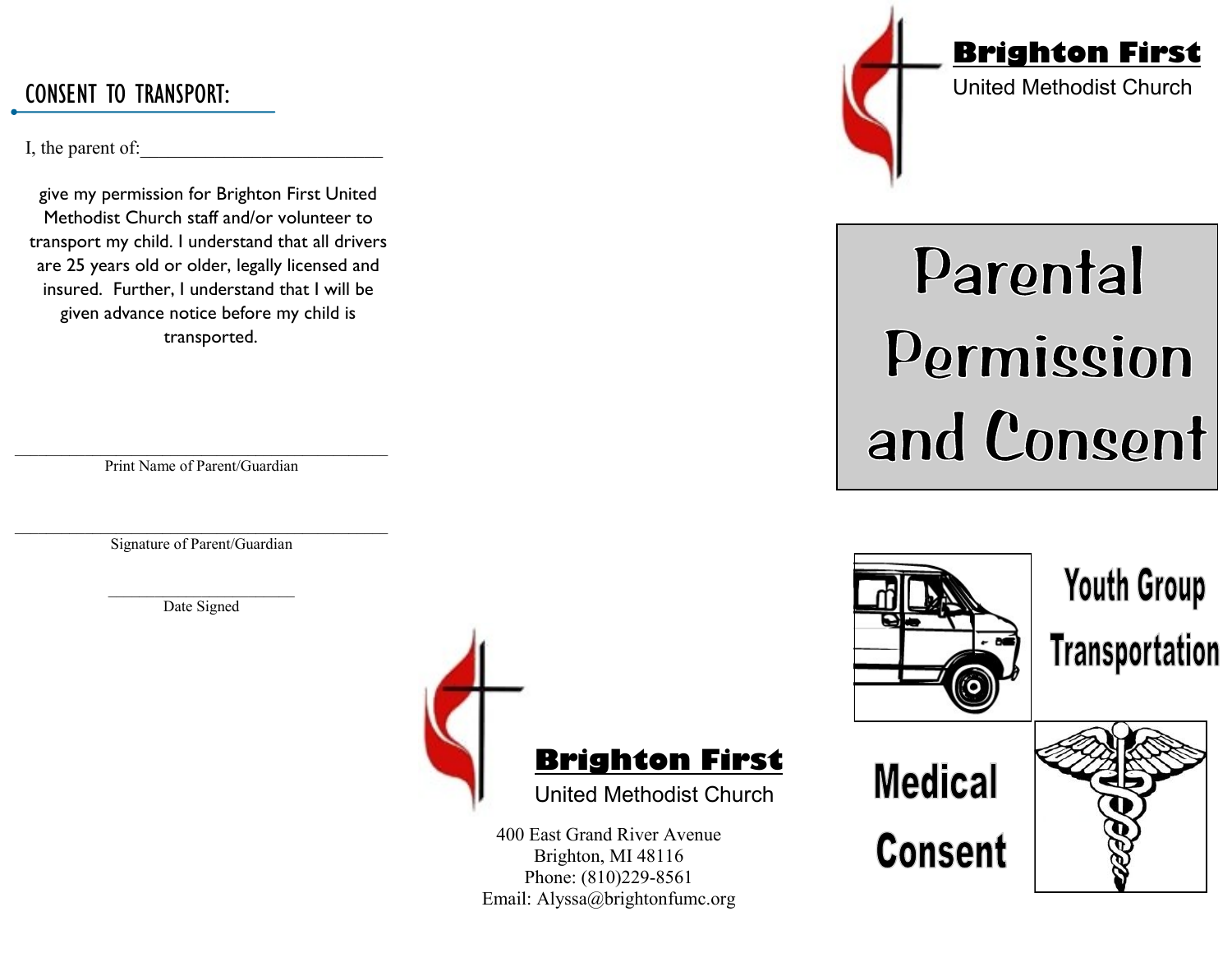## CONSENT TO TRANSPORT:

I, the parent of:__________________________

give my permission for Brighton First United Methodist Church staff and/or volunteer to transport my child. I understand that all drivers are 25 years old or older, legally licensed and insured. Further, I understand that I will be given advance notice before my child is transported.

________________________________________
Print Name of Parent/Guardian

________________________________________
Signature of Parent/Guardian

______________________
Date Signed

**Brighton First**
United Methodist Church

400 East Grand River Avenue
Brighton, MI 48116
Phone: (810)229-8561
Email: Alyssa@brightonfumc.org

**Brighton First**
United Methodist Church

# Parental Permission and Consent

## Youth Group Transportation

## Medical Consent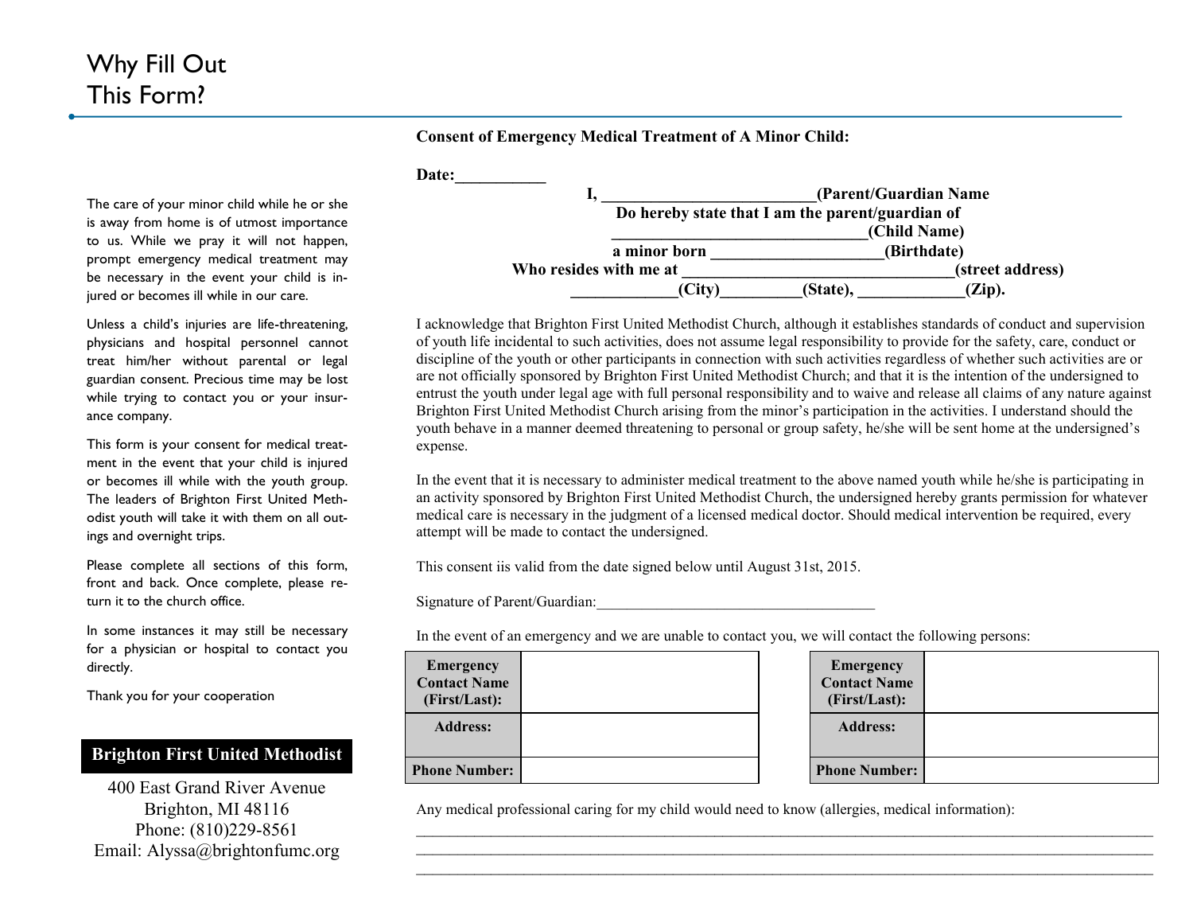# Why Fill Out This Form?

The care of your minor child while he or she is away from home is of utmost importance to us. While we pray it will not happen, prompt emergency medical treatment may be necessary in the event your child is injured or becomes ill while in our care.

Unless a child's injuries are life-threatening, physicians and hospital personnel cannot treat him/her without parental or legal guardian consent. Precious time may be lost while trying to contact you or your insurance company.

This form is your consent for medical treatment in the event that your child is injured or becomes ill while with the youth group. The leaders of Brighton First United Methodist youth will take it with them on all outings and overnight trips.

Please complete all sections of this form, front and back. Once complete, please return it to the church office.

In some instances it may still be necessary for a physician or hospital to contact you directly.

Thank you for your cooperation

**Brighton First United Methodist**

400 East Grand River Avenue
Brighton, MI 48116
Phone: (810)229-8561
Email: Alyssa@brightonfumc.org

**Consent of Emergency Medical Treatment of A Minor Child:**

**Date:___________**

**I, __________________________(Parent/Guardian Name**
**Do hereby state that I am the parent/guardian of**
**________________________________(Child Name)**
**a minor born _____________________(Birthdate)**
**Who resides with me at _________________________________(street address)**
**_____________(City)_________(State), _____________(Zip).**

I acknowledge that Brighton First United Methodist Church, although it establishes standards of conduct and supervision of youth life incidental to such activities, does not assume legal responsibility to provide for the safety, care, conduct or discipline of the youth or other participants in connection with such activities regardless of whether such activities are or are not officially sponsored by Brighton First United Methodist Church; and that it is the intention of the undersigned to entrust the youth under legal age with full personal responsibility and to waive and release all claims of any nature against Brighton First United Methodist Church arising from the minor's participation in the activities. I understand should the youth behave in a manner deemed threatening to personal or group safety, he/she will be sent home at the undersigned's expense.

In the event that it is necessary to administer medical treatment to the above named youth while he/she is participating in an activity sponsored by Brighton First United Methodist Church, the undersigned hereby grants permission for whatever medical care is necessary in the judgment of a licensed medical doctor. Should medical intervention be required, every attempt will be made to contact the undersigned.

This consent iis valid from the date signed below until August 31st, 2015.

Signature of Parent/Guardian:_____________________________________

In the event of an emergency and we are unable to contact you, we will contact the following persons:

| | |
|---|---|
| **Emergency Contact Name (First/Last):** | |
| **Address:** | |
| **Phone Number:** | |

| | |
|---|---|
| **Emergency Contact Name (First/Last):** | |
| **Address:** | |
| **Phone Number:** | |

Any medical professional caring for my child would need to know (allergies, medical information):

_____________________________________________________________________________________
_____________________________________________________________________________________
_____________________________________________________________________________________